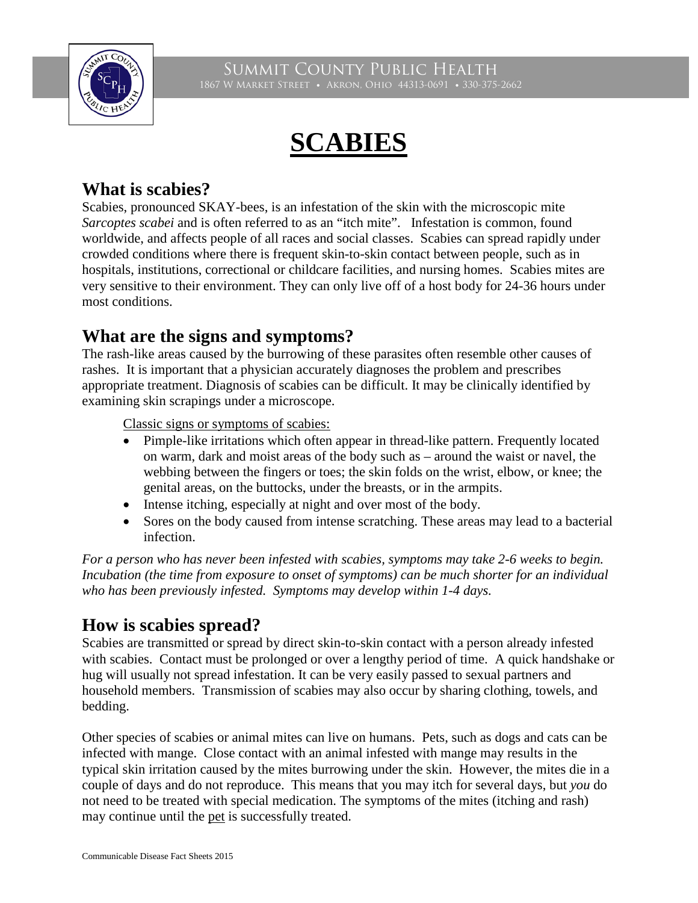Summit County Public Health
1867 W Market Street • Akron, Ohio 44313-0691 • 330-375-2662

# SCABIES

## What is scabies?

Scabies, pronounced SKAY-bees, is an infestation of the skin with the microscopic mite *Sarcoptes scabei* and is often referred to as an "itch mite". Infestation is common, found worldwide, and affects people of all races and social classes. Scabies can spread rapidly under crowded conditions where there is frequent skin-to-skin contact between people, such as in hospitals, institutions, correctional or childcare facilities, and nursing homes. Scabies mites are very sensitive to their environment. They can only live off of a host body for 24-36 hours under most conditions.

## What are the signs and symptoms?

The rash-like areas caused by the burrowing of these parasites often resemble other causes of rashes. It is important that a physician accurately diagnoses the problem and prescribes appropriate treatment. Diagnosis of scabies can be difficult. It may be clinically identified by examining skin scrapings under a microscope.

Classic signs or symptoms of scabies:

- Pimple-like irritations which often appear in thread-like pattern. Frequently located on warm, dark and moist areas of the body such as – around the waist or navel, the webbing between the fingers or toes; the skin folds on the wrist, elbow, or knee; the genital areas, on the buttocks, under the breasts, or in the armpits.
- Intense itching, especially at night and over most of the body.
- Sores on the body caused from intense scratching. These areas may lead to a bacterial infection.

*For a person who has never been infested with scabies, symptoms may take 2-6 weeks to begin. Incubation (the time from exposure to onset of symptoms) can be much shorter for an individual who has been previously infested. Symptoms may develop within 1-4 days.*

## How is scabies spread?

Scabies are transmitted or spread by direct skin-to-skin contact with a person already infested with scabies. Contact must be prolonged or over a lengthy period of time. A quick handshake or hug will usually not spread infestation. It can be very easily passed to sexual partners and household members. Transmission of scabies may also occur by sharing clothing, towels, and bedding.

Other species of scabies or animal mites can live on humans. Pets, such as dogs and cats can be infected with mange. Close contact with an animal infested with mange may results in the typical skin irritation caused by the mites burrowing under the skin. However, the mites die in a couple of days and do not reproduce. This means that you may itch for several days, but *you* do not need to be treated with special medication. The symptoms of the mites (itching and rash) may continue until the pet is successfully treated.

Communicable Disease Fact Sheets 2015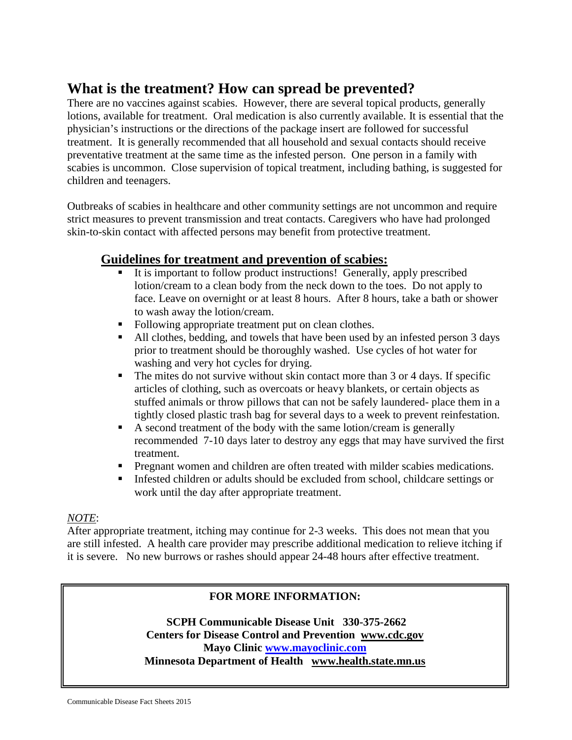## What is the treatment? How can spread be prevented?

There are no vaccines against scabies. However, there are several topical products, generally lotions, available for treatment. Oral medication is also currently available. It is essential that the physician's instructions or the directions of the package insert are followed for successful treatment. It is generally recommended that all household and sexual contacts should receive preventative treatment at the same time as the infested person. One person in a family with scabies is uncommon. Close supervision of topical treatment, including bathing, is suggested for children and teenagers.

Outbreaks of scabies in healthcare and other community settings are not uncommon and require strict measures to prevent transmission and treat contacts. Caregivers who have had prolonged skin-to-skin contact with affected persons may benefit from protective treatment.

### **Guidelines for treatment and prevention of scabies:**

- It is important to follow product instructions! Generally, apply prescribed lotion/cream to a clean body from the neck down to the toes. Do not apply to face. Leave on overnight or at least 8 hours. After 8 hours, take a bath or shower to wash away the lotion/cream.
- Following appropriate treatment put on clean clothes.
- All clothes, bedding, and towels that have been used by an infested person 3 days prior to treatment should be thoroughly washed. Use cycles of hot water for washing and very hot cycles for drying.
- The mites do not survive without skin contact more than 3 or 4 days. If specific articles of clothing, such as overcoats or heavy blankets, or certain objects as stuffed animals or throw pillows that can not be safely laundered- place them in a tightly closed plastic trash bag for several days to a week to prevent reinfestation.
- A second treatment of the body with the same lotion/cream is generally recommended 7-10 days later to destroy any eggs that may have survived the first treatment.
- Pregnant women and children are often treated with milder scabies medications.
- Infested children or adults should be excluded from school, childcare settings or work until the day after appropriate treatment.

*NOTE*:

After appropriate treatment, itching may continue for 2-3 weeks. This does not mean that you are still infested. A health care provider may prescribe additional medication to relieve itching if it is severe. No new burrows or rashes should appear 24-48 hours after effective treatment.

**FOR MORE INFORMATION:**

**SCPH Communicable Disease Unit 330-375-2662**
**Centers for Disease Control and Prevention www.cdc.gov**
**Mayo Clinic www.mayoclinic.com**
**Minnesota Department of Health www.health.state.mn.us**